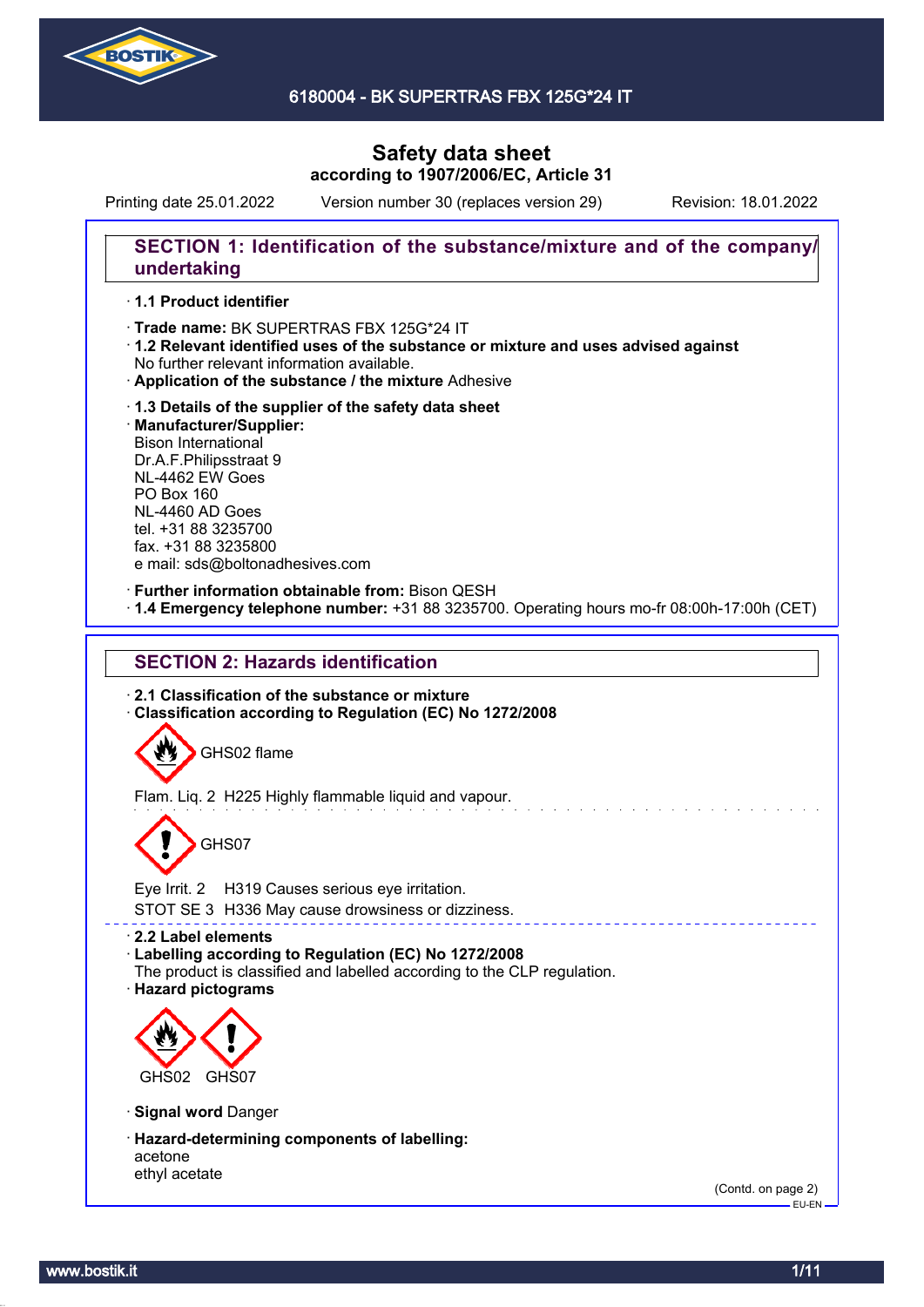6180004 - BK SUPERTRAS FBX 125G*24 IT

# Safety data sheet
**according to 1907/2006/EC, Article 31**

Printing date 25.01.2022 Version number 30 (replaces version 29) Revision: 18.01.2022

## SECTION 1: Identification of the substance/mixture and of the company/undertaking

· **1.1 Product identifier**

· **Trade name:** BK SUPERTRAS FBX 125G*24 IT
· **1.2 Relevant identified uses of the substance or mixture and uses advised against**
No further relevant information available.
· **Application of the substance / the mixture** Adhesive

· **1.3 Details of the supplier of the safety data sheet**
· **Manufacturer/Supplier:**
Bison International
Dr.A.F.Philipsstraat 9
NL-4462 EW Goes
PO Box 160
NL-4460 AD Goes
tel. +31 88 3235700
fax. +31 88 3235800
e mail: sds@boltonadhesives.com

· **Further information obtainable from:** Bison QESH
· **1.4 Emergency telephone number:** +31 88 3235700. Operating hours mo-fr 08:00h-17:00h (CET)

## SECTION 2: Hazards identification

· **2.1 Classification of the substance or mixture**
· **Classification according to Regulation (EC) No 1272/2008**

GHS02 flame

Flam. Liq. 2 H225 Highly flammable liquid and vapour.

GHS07

Eye Irrit. 2 H319 Causes serious eye irritation.
STOT SE 3 H336 May cause drowsiness or dizziness.

· **2.2 Label elements**
· **Labelling according to Regulation (EC) No 1272/2008**
The product is classified and labelled according to the CLP regulation.
· **Hazard pictograms**

GHS02 GHS07

· **Signal word** Danger

· **Hazard-determining components of labelling:**
acetone
ethyl acetate

(Contd. on page 2)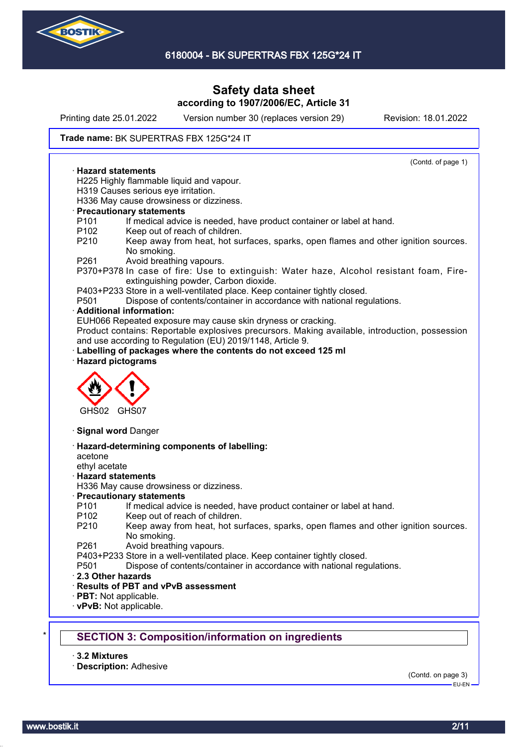Printing date 25.01.2022 Version number 30 (replaces version 29) Revision: 18.01.2022

**Trade name:** BK SUPERTRAS FBX 125G*24 IT

(Contd. of page 1)

· **Hazard statements**
H225 Highly flammable liquid and vapour.
H319 Causes serious eye irritation.
H336 May cause drowsiness or dizziness.

· **Precautionary statements**
P101 If medical advice is needed, have product container or label at hand.
P102 Keep out of reach of children.
P210 Keep away from heat, hot surfaces, sparks, open flames and other ignition sources. No smoking.
P261 Avoid breathing vapours.
P370+P378 In case of fire: Use to extinguish: Water haze, Alcohol resistant foam, Fire-extinguishing powder, Carbon dioxide.
P403+P233 Store in a well-ventilated place. Keep container tightly closed.
P501 Dispose of contents/container in accordance with national regulations.

· **Additional information:**
EUH066 Repeated exposure may cause skin dryness or cracking.
Product contains: Reportable explosives precursors. Making available, introduction, possession and use according to Regulation (EU) 2019/1148, Article 9.

· **Labelling of packages where the contents do not exceed 125 ml**

· **Hazard pictograms**

GHS02 GHS07

· **Signal word** Danger

· **Hazard-determining components of labelling:**
acetone
ethyl acetate

· **Hazard statements**
H336 May cause drowsiness or dizziness.

· **Precautionary statements**
P101 If medical advice is needed, have product container or label at hand.
P102 Keep out of reach of children.
P210 Keep away from heat, hot surfaces, sparks, open flames and other ignition sources. No smoking.
P261 Avoid breathing vapours.
P403+P233 Store in a well-ventilated place. Keep container tightly closed.
P501 Dispose of contents/container in accordance with national regulations.

· **2.3 Other hazards**
· **Results of PBT and vPvB assessment**
· **PBT:** Not applicable.
· **vPvB:** Not applicable.

## * SECTION 3: Composition/information on ingredients

· **3.2 Mixtures**
· **Description:** Adhesive

(Contd. on page 3)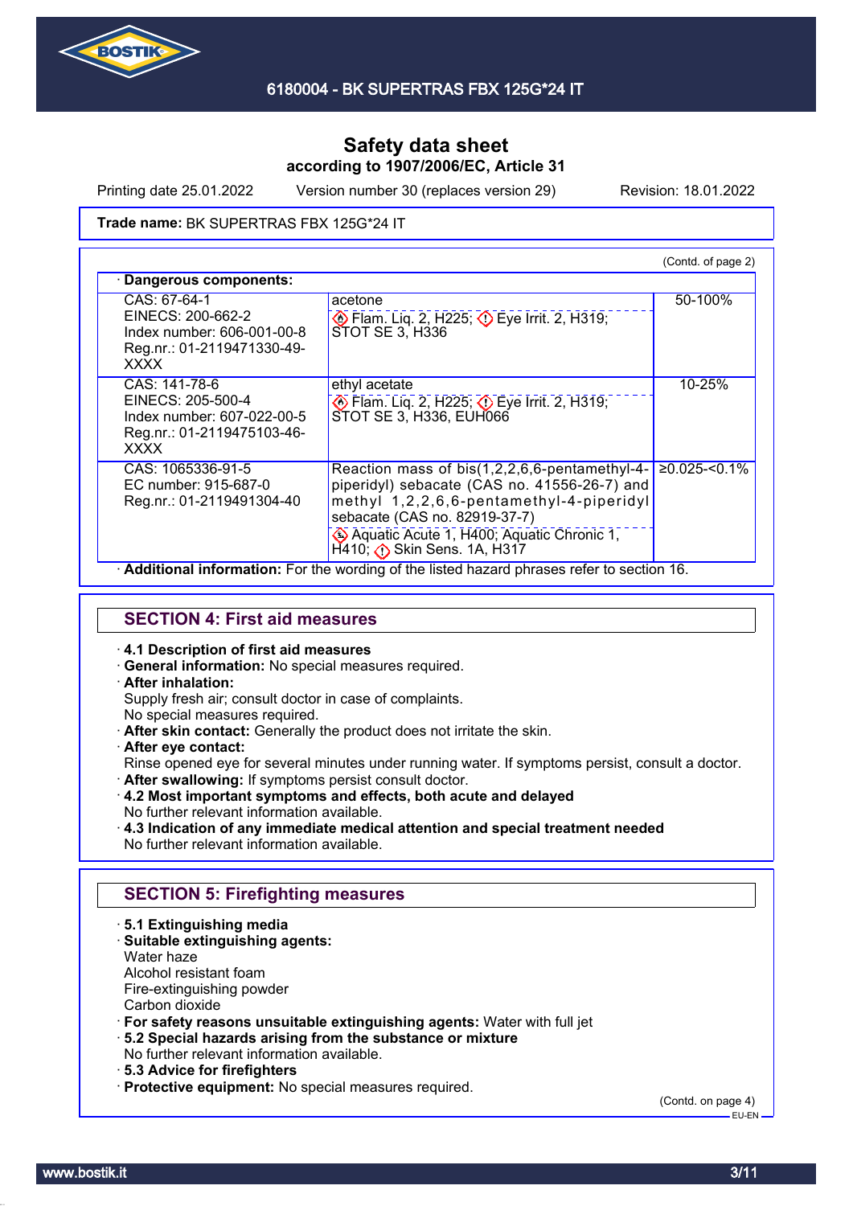Safety data sheet
according to 1907/2006/EC, Article 31

Printing date 25.01.2022 Version number 30 (replaces version 29) Revision: 18.01.2022

**Trade name:** BK SUPERTRAS FBX 125G*24 IT

(Contd. of page 2)

· **Dangerous components:**

| | | |
|---|---|---|
| CAS: 67-64-1<br>EINECS: 200-662-2<br>Index number: 606-001-00-8<br>Reg.nr.: 01-2119471330-49-XXXX | acetone<br>Flam. Liq. 2, H225; Eye Irrit. 2, H319; STOT SE 3, H336 | 50-100% |
| CAS: 141-78-6<br>EINECS: 205-500-4<br>Index number: 607-022-00-5<br>Reg.nr.: 01-2119475103-46-XXXX | ethyl acetate<br>Flam. Liq. 2, H225; Eye Irrit. 2, H319; STOT SE 3, H336, EUH066 | 10-25% |
| CAS: 1065336-91-5<br>EC number: 915-687-0<br>Reg.nr.: 01-2119491304-40 | Reaction mass of bis(1,2,2,6,6-pentamethyl-4-piperidyl) sebacate (CAS no. 41556-26-7) and methyl 1,2,2,6,6-pentamethyl-4-piperidyl sebacate (CAS no. 82919-37-7)<br>Aquatic Acute 1, H400; Aquatic Chronic 1, H410; Skin Sens. 1A, H317 | ≥0.025-<0.1% |

· **Additional information:** For the wording of the listed hazard phrases refer to section 16.

## SECTION 4: First aid measures

· **4.1 Description of first aid measures**
· **General information:** No special measures required.
· **After inhalation:**
Supply fresh air; consult doctor in case of complaints.
No special measures required.
· **After skin contact:** Generally the product does not irritate the skin.
· **After eye contact:**
Rinse opened eye for several minutes under running water. If symptoms persist, consult a doctor.
· **After swallowing:** If symptoms persist consult doctor.
· **4.2 Most important symptoms and effects, both acute and delayed**
No further relevant information available.
· **4.3 Indication of any immediate medical attention and special treatment needed**
No further relevant information available.

## SECTION 5: Firefighting measures

· **5.1 Extinguishing media**
· **Suitable extinguishing agents:**
Water haze
Alcohol resistant foam
Fire-extinguishing powder
Carbon dioxide
· **For safety reasons unsuitable extinguishing agents:** Water with full jet
· **5.2 Special hazards arising from the substance or mixture**
No further relevant information available.
· **5.3 Advice for firefighters**
· **Protective equipment:** No special measures required.

(Contd. on page 4)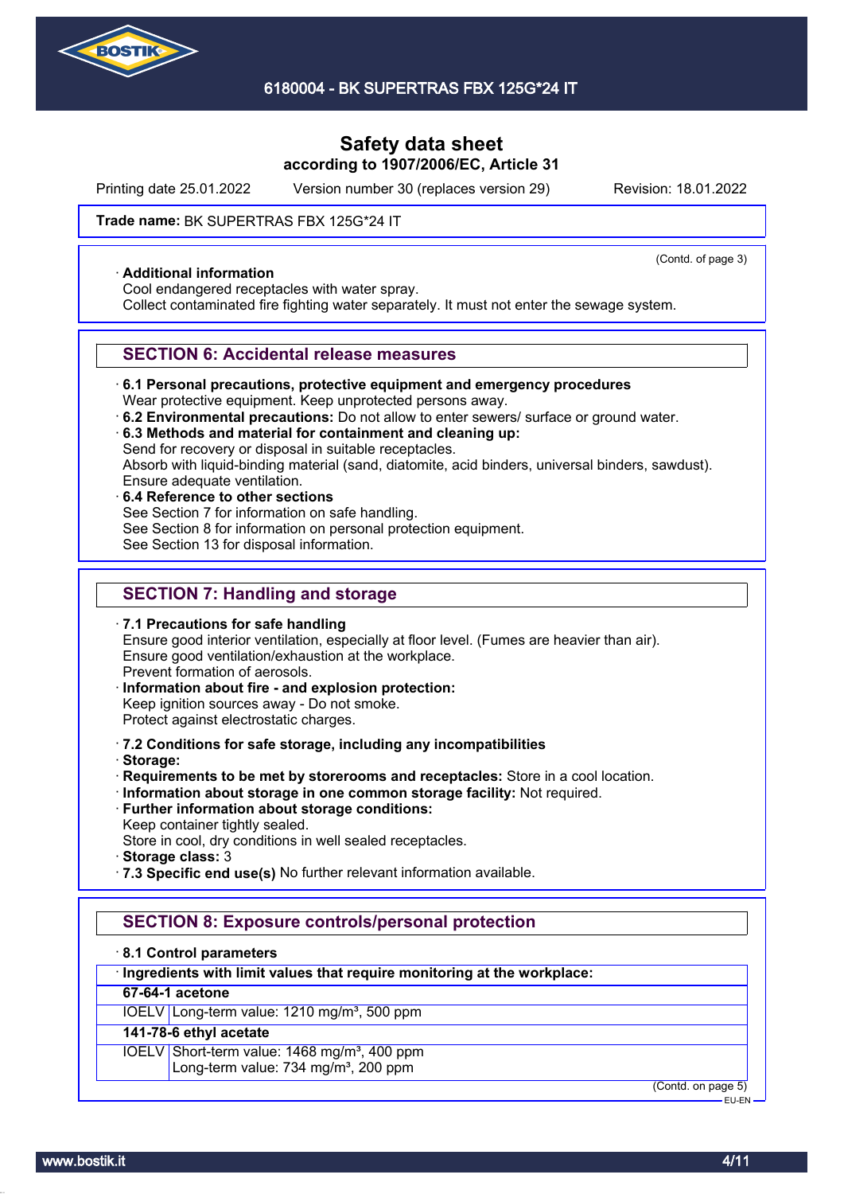Safety data sheet
according to 1907/2006/EC, Article 31

Printing date 25.01.2022 Version number 30 (replaces version 29) Revision: 18.01.2022

**Trade name:** BK SUPERTRAS FBX 125G*24 IT

(Contd. of page 3)

· **Additional information**
Cool endangered receptacles with water spray.
Collect contaminated fire fighting water separately. It must not enter the sewage system.

## SECTION 6: Accidental release measures

· **6.1 Personal precautions, protective equipment and emergency procedures**
Wear protective equipment. Keep unprotected persons away.
· **6.2 Environmental precautions:** Do not allow to enter sewers/ surface or ground water.
· **6.3 Methods and material for containment and cleaning up:**
Send for recovery or disposal in suitable receptacles.
Absorb with liquid-binding material (sand, diatomite, acid binders, universal binders, sawdust).
Ensure adequate ventilation.
· **6.4 Reference to other sections**
See Section 7 for information on safe handling.
See Section 8 for information on personal protection equipment.
See Section 13 for disposal information.

## SECTION 7: Handling and storage

· **7.1 Precautions for safe handling**
Ensure good interior ventilation, especially at floor level. (Fumes are heavier than air).
Ensure good ventilation/exhaustion at the workplace.
Prevent formation of aerosols.
· **Information about fire - and explosion protection:**
Keep ignition sources away - Do not smoke.
Protect against electrostatic charges.

· **7.2 Conditions for safe storage, including any incompatibilities**
· **Storage:**
· **Requirements to be met by storerooms and receptacles:** Store in a cool location.
· **Information about storage in one common storage facility:** Not required.
· **Further information about storage conditions:**
Keep container tightly sealed.
Store in cool, dry conditions in well sealed receptacles.
· **Storage class:** 3
· **7.3 Specific end use(s)** No further relevant information available.

## SECTION 8: Exposure controls/personal protection

· **8.1 Control parameters**

| · Ingredients with limit values that require monitoring at the workplace: | |
|---|---|
| **67-64-1 acetone** | |
| IOELV | Long-term value: 1210 mg/m³, 500 ppm |
| **141-78-6 ethyl acetate** | |
| IOELV | Short-term value: 1468 mg/m³, 400 ppm<br>Long-term value: 734 mg/m³, 200 ppm |

(Contd. on page 5)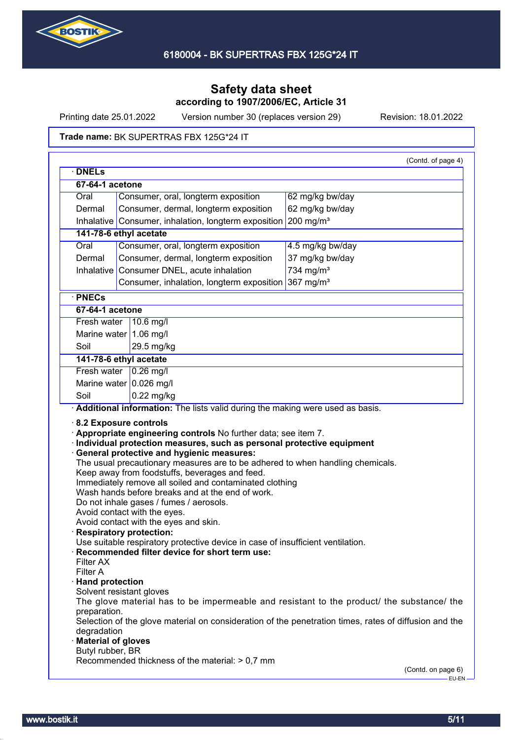**Safety data sheet**
**according to 1907/2006/EC, Article 31**

Printing date 25.01.2022 Version number 30 (replaces version 29) Revision: 18.01.2022

**Trade name:** BK SUPERTRAS FBX 125G*24 IT

(Contd. of page 4)

· **DNELs**

| **67-64-1 acetone** | | |
|---|---|---|
| Oral | Consumer, oral, longterm exposition | 62 mg/kg bw/day |
| Dermal | Consumer, dermal, longterm exposition | 62 mg/kg bw/day |
| Inhalative | Consumer, inhalation, longterm exposition | 200 mg/m³ |
| **141-78-6 ethyl acetate** | | |
| Oral | Consumer, oral, longterm exposition | 4.5 mg/kg bw/day |
| Dermal | Consumer, dermal, longterm exposition | 37 mg/kg bw/day |
| Inhalative | Consumer DNEL, acute inhalation | 734 mg/m³ |
| | Consumer, inhalation, longterm exposition | 367 mg/m³ |

· **PNECs**

| **67-64-1 acetone** | |
|---|---|
| Fresh water | 10.6 mg/l |
| Marine water | 1.06 mg/l |
| Soil | 29.5 mg/kg |
| **141-78-6 ethyl acetate** | |
| Fresh water | 0.26 mg/l |
| Marine water | 0.026 mg/l |
| Soil | 0.22 mg/kg |

· **Additional information:** The lists valid during the making were used as basis.

· **8.2 Exposure controls**
· **Appropriate engineering controls** No further data; see item 7.
· **Individual protection measures, such as personal protective equipment**
· **General protective and hygienic measures:**
The usual precautionary measures are to be adhered to when handling chemicals.
Keep away from foodstuffs, beverages and feed.
Immediately remove all soiled and contaminated clothing
Wash hands before breaks and at the end of work.
Do not inhale gases / fumes / aerosols.
Avoid contact with the eyes.
Avoid contact with the eyes and skin.
· **Respiratory protection:**
Use suitable respiratory protective device in case of insufficient ventilation.
· **Recommended filter device for short term use:**
Filter AX
Filter A
· **Hand protection**
Solvent resistant gloves
The glove material has to be impermeable and resistant to the product/ the substance/ the preparation.
Selection of the glove material on consideration of the penetration times, rates of diffusion and the degradation
· **Material of gloves**
Butyl rubber, BR
Recommended thickness of the material: > 0,7 mm

(Contd. on page 6)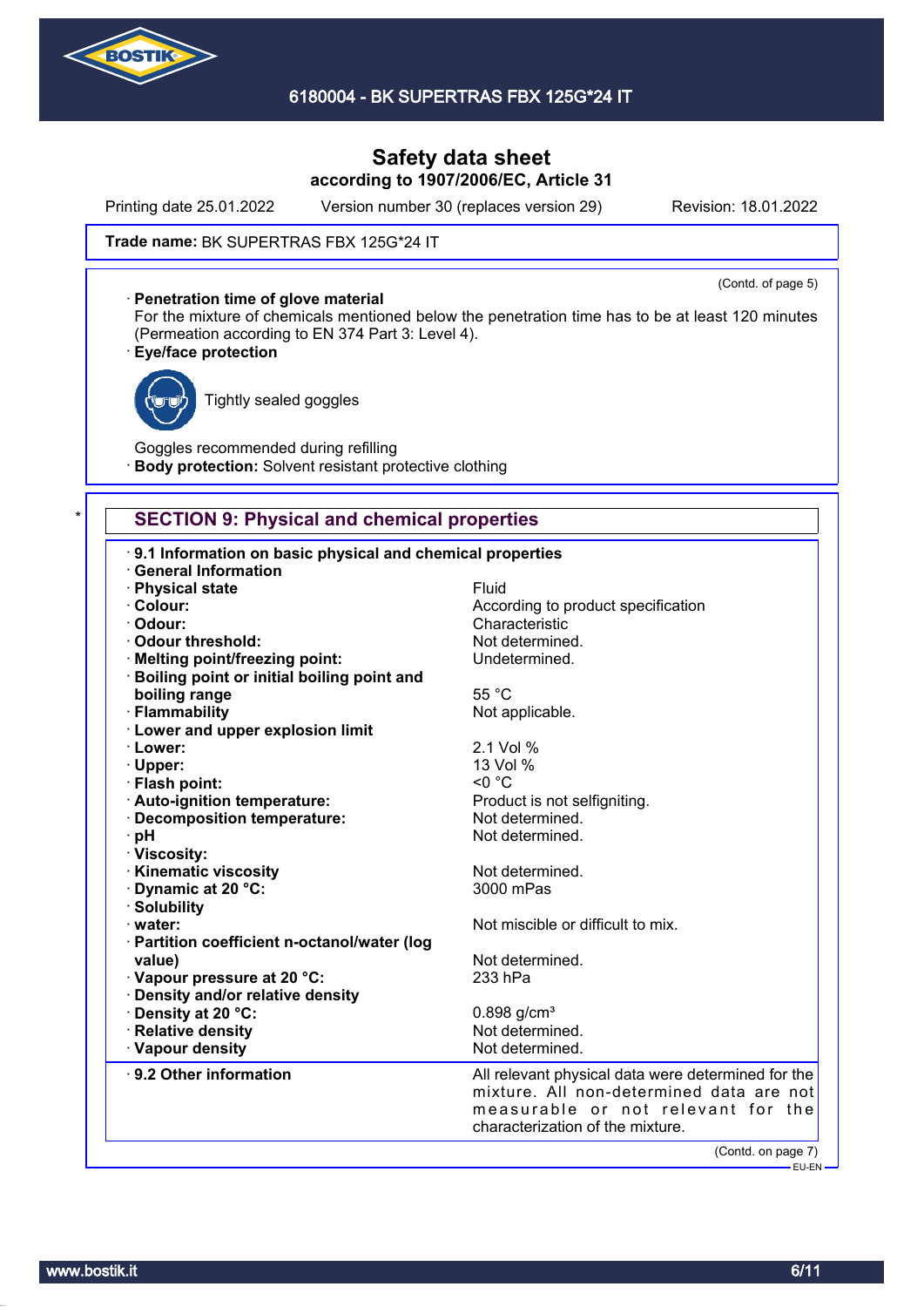Safety data sheet
according to 1907/2006/EC, Article 31

Printing date 25.01.2022 Version number 30 (replaces version 29) Revision: 18.01.2022

**Trade name:** BK SUPERTRAS FBX 125G*24 IT

(Contd. of page 5)

· **Penetration time of glove material**
For the mixture of chemicals mentioned below the penetration time has to be at least 120 minutes (Permeation according to EN 374 Part 3: Level 4).

· **Eye/face protection**

Tightly sealed goggles

Goggles recommended during refilling

· **Body protection:** Solvent resistant protective clothing

## SECTION 9: Physical and chemical properties

· **9.1 Information on basic physical and chemical properties**

· **General Information**

| | |
|---|---|
| · **Physical state** | Fluid |
| · **Colour:** | According to product specification |
| · **Odour:** | Characteristic |
| · **Odour threshold:** | Not determined. |
| · **Melting point/freezing point:** | Undetermined. |
| · **Boiling point or initial boiling point and boiling range** | 55 °C |
| · **Flammability** | Not applicable. |
| · **Lower and upper explosion limit** | |
| · **Lower:** | 2.1 Vol % |
| · **Upper:** | 13 Vol % |
| · **Flash point:** | <0 °C |
| · **Auto-ignition temperature:** | Product is not selfigniting. |
| · **Decomposition temperature:** | Not determined. |
| · **pH** | Not determined. |
| · **Viscosity:** | |
| · **Kinematic viscosity** | Not determined. |
| · **Dynamic at 20 °C:** | 3000 mPas |
| · **Solubility** | |
| · **water:** | Not miscible or difficult to mix. |
| · **Partition coefficient n-octanol/water (log value)** | Not determined. |
| · **Vapour pressure at 20 °C:** | 233 hPa |
| · **Density and/or relative density** | |
| · **Density at 20 °C:** | 0.898 g/cm³ |
| · **Relative density** | Not determined. |
| · **Vapour density** | Not determined. |
| · **9.2 Other information** | All relevant physical data were determined for the mixture. All non-determined data are not measurable or not relevant for the characterization of the mixture. |

(Contd. on page 7)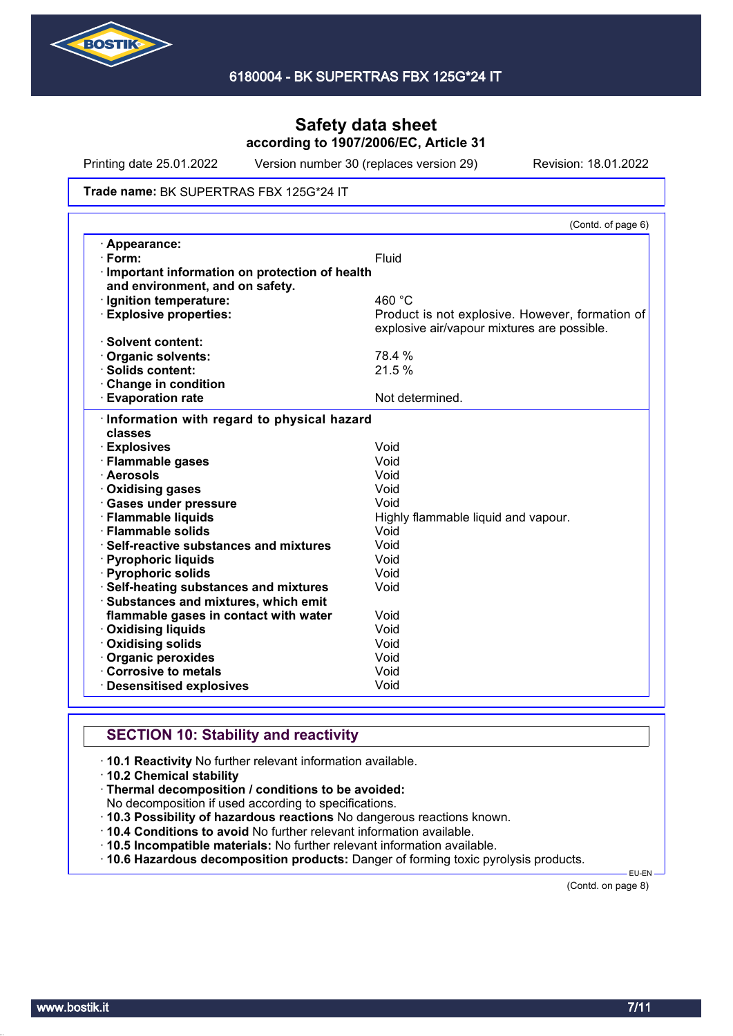# Safety data sheet
**according to 1907/2006/EC, Article 31**

Printing date 25.01.2022 Version number 30 (replaces version 29) Revision: 18.01.2022

**Trade name:** BK SUPERTRAS FBX 125G*24 IT

(Contd. of page 6)

| | |
|---|---|
| · **Appearance:** | |
| · **Form:** | Fluid |
| · **Important information on protection of health and environment, and on safety.** | |
| · **Ignition temperature:** | 460 °C |
| · **Explosive properties:** | Product is not explosive. However, formation of explosive air/vapour mixtures are possible. |
| · **Solvent content:** | |
| · **Organic solvents:** | 78.4 % |
| · **Solids content:** | 21.5 % |
| · **Change in condition** | |
| · **Evaporation rate** | Not determined. |

| | |
|---|---|
| · **Information with regard to physical hazard classes** | |
| · **Explosives** | Void |
| · **Flammable gases** | Void |
| · **Aerosols** | Void |
| · **Oxidising gases** | Void |
| · **Gases under pressure** | Void |
| · **Flammable liquids** | Highly flammable liquid and vapour. |
| · **Flammable solids** | Void |
| · **Self-reactive substances and mixtures** | Void |
| · **Pyrophoric liquids** | Void |
| · **Pyrophoric solids** | Void |
| · **Self-heating substances and mixtures** | Void |
| · **Substances and mixtures, which emit flammable gases in contact with water** | Void |
| · **Oxidising liquids** | Void |
| · **Oxidising solids** | Void |
| · **Organic peroxides** | Void |
| · **Corrosive to metals** | Void |
| · **Desensitised explosives** | Void |

## SECTION 10: Stability and reactivity

· **10.1 Reactivity** No further relevant information available.
· **10.2 Chemical stability**
· **Thermal decomposition / conditions to be avoided:**
No decomposition if used according to specifications.
· **10.3 Possibility of hazardous reactions** No dangerous reactions known.
· **10.4 Conditions to avoid** No further relevant information available.
· **10.5 Incompatible materials:** No further relevant information available.
· **10.6 Hazardous decomposition products:** Danger of forming toxic pyrolysis products.

(Contd. on page 8)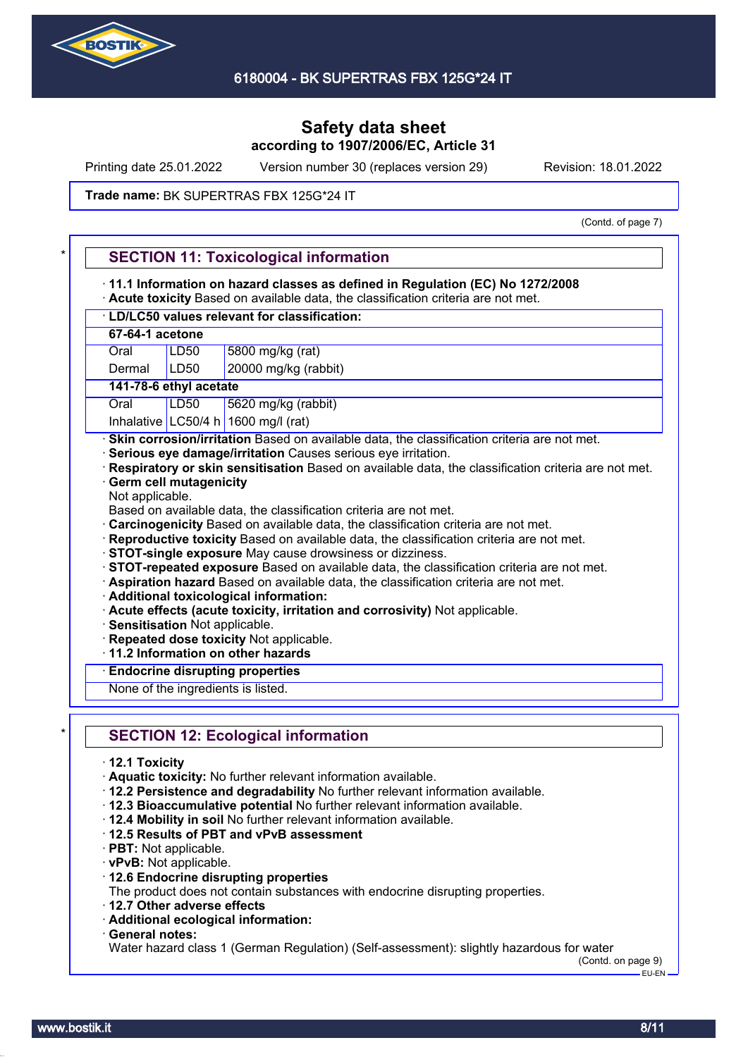Safety data sheet
according to 1907/2006/EC, Article 31

Printing date 25.01.2022 Version number 30 (replaces version 29) Revision: 18.01.2022

**Trade name:** BK SUPERTRAS FBX 125G*24 IT

(Contd. of page 7)

## SECTION 11: Toxicological information

· **11.1 Information on hazard classes as defined in Regulation (EC) No 1272/2008**
· **Acute toxicity** Based on available data, the classification criteria are not met.

| · **LD/LC50 values relevant for classification:** | | |
|---|---|---|
| **67-64-1 acetone** | | |
| Oral | LD50 | 5800 mg/kg (rat) |
| Dermal | LD50 | 20000 mg/kg (rabbit) |
| **141-78-6 ethyl acetate** | | |
| Oral | LD50 | 5620 mg/kg (rabbit) |
| Inhalative | LC50/4 h | 1600 mg/l (rat) |

· **Skin corrosion/irritation** Based on available data, the classification criteria are not met.
· **Serious eye damage/irritation** Causes serious eye irritation.
· **Respiratory or skin sensitisation** Based on available data, the classification criteria are not met.
· **Germ cell mutagenicity**
Not applicable.
Based on available data, the classification criteria are not met.
· **Carcinogenicity** Based on available data, the classification criteria are not met.
· **Reproductive toxicity** Based on available data, the classification criteria are not met.
· **STOT-single exposure** May cause drowsiness or dizziness.
· **STOT-repeated exposure** Based on available data, the classification criteria are not met.
· **Aspiration hazard** Based on available data, the classification criteria are not met.
· **Additional toxicological information:**
· **Acute effects (acute toxicity, irritation and corrosivity)** Not applicable.
· **Sensitisation** Not applicable.
· **Repeated dose toxicity** Not applicable.
· **11.2 Information on other hazards**

· **Endocrine disrupting properties**
None of the ingredients is listed.

## SECTION 12: Ecological information

· **12.1 Toxicity**
· **Aquatic toxicity:** No further relevant information available.
· **12.2 Persistence and degradability** No further relevant information available.
· **12.3 Bioaccumulative potential** No further relevant information available.
· **12.4 Mobility in soil** No further relevant information available.
· **12.5 Results of PBT and vPvB assessment**
· **PBT:** Not applicable.
· **vPvB:** Not applicable.
· **12.6 Endocrine disrupting properties**
The product does not contain substances with endocrine disrupting properties.
· **12.7 Other adverse effects**
· **Additional ecological information:**
· **General notes:**
Water hazard class 1 (German Regulation) (Self-assessment): slightly hazardous for water

(Contd. on page 9)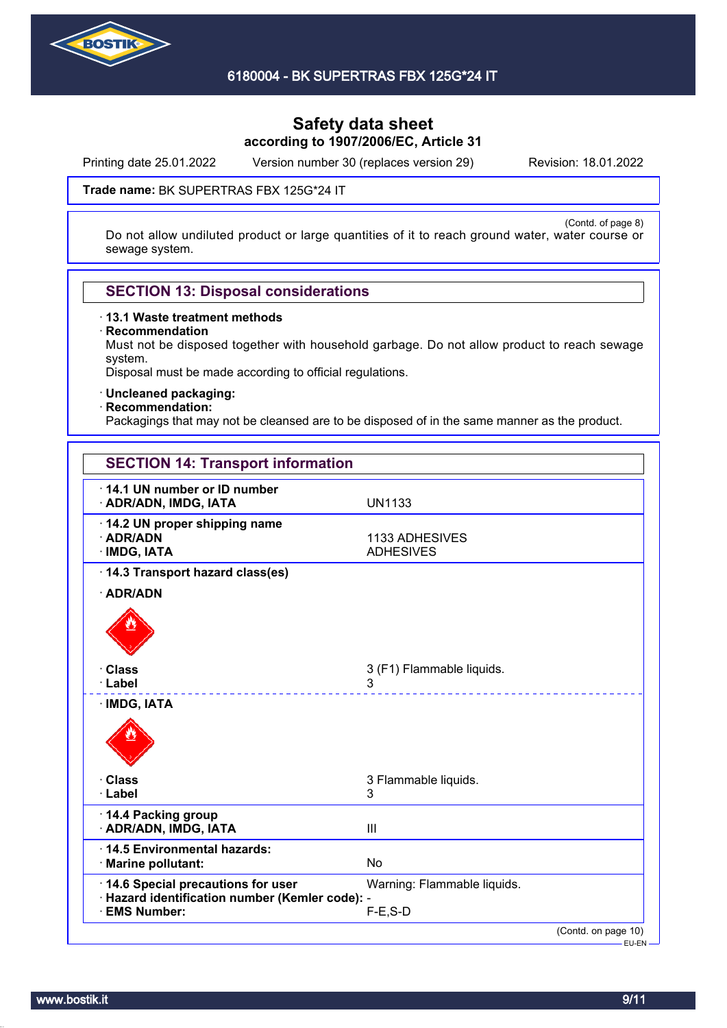Trade name: **BK SUPERTRAS FBX 125G*24 IT**

(Contd. of page 8)

Do not allow undiluted product or large quantities of it to reach ground water, water course or sewage system.

## SECTION 13: Disposal considerations

· **13.1 Waste treatment methods**
· **Recommendation**
Must not be disposed together with household garbage. Do not allow product to reach sewage system.
Disposal must be made according to official regulations.

· **Uncleaned packaging:**
· **Recommendation:**
Packagings that may not be cleansed are to be disposed of in the same manner as the product.

## SECTION 14: Transport information

| | |
|---|---|
| · **14.1 UN number or ID number** | |
| · **ADR/ADN, IMDG, IATA** | UN1133 |
| · **14.2 UN proper shipping name** | |
| · **ADR/ADN** | 1133 ADHESIVES |
| · **IMDG, IATA** | ADHESIVES |
| · **14.3 Transport hazard class(es)** | |
| · **ADR/ADN** | |
| · **Class** | 3 (F1) Flammable liquids. |
| · **Label** | 3 |
| · **IMDG, IATA** | |
| · **Class** | 3 Flammable liquids. |
| · **Label** | 3 |
| · **14.4 Packing group** | |
| · **ADR/ADN, IMDG, IATA** | III |
| · **14.5 Environmental hazards:** | |
| · **Marine pollutant:** | No |
| · **14.6 Special precautions for user** | Warning: Flammable liquids. |
| · **Hazard identification number (Kemler code):** | - |
| · **EMS Number:** | F-E,S-D |

(Contd. on page 10)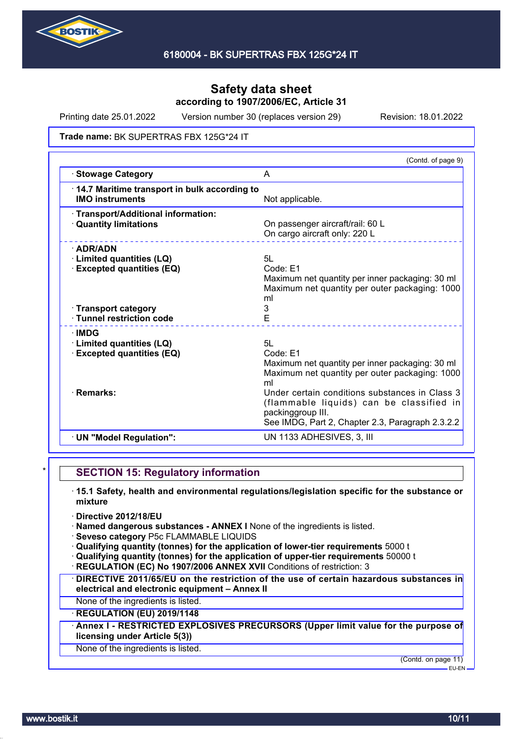Safety data sheet
according to 1907/2006/EC, Article 31

Printing date 25.01.2022 Version number 30 (replaces version 29) Revision: 18.01.2022

**Trade name:** BK SUPERTRAS FBX 125G*24 IT

(Contd. of page 9)

| | |
|---|---|
| · **Stowage Category** | A |
| · **14.7 Maritime transport in bulk according to IMO instruments** | Not applicable. |
| · **Transport/Additional information:** | |
| · **Quantity limitations** | On passenger aircraft/rail: 60 L<br>On cargo aircraft only: 220 L |
| · **ADR/ADN** | |
| · **Limited quantities (LQ)** | 5L |
| · **Excepted quantities (EQ)** | Code: E1<br>Maximum net quantity per inner packaging: 30 ml<br>Maximum net quantity per outer packaging: 1000 ml |
| · **Transport category** | 3 |
| · **Tunnel restriction code** | E |
| · **IMDG** | |
| · **Limited quantities (LQ)** | 5L |
| · **Excepted quantities (EQ)** | Code: E1<br>Maximum net quantity per inner packaging: 30 ml<br>Maximum net quantity per outer packaging: 1000 ml |
| · **Remarks:** | Under certain conditions substances in Class 3 (flammable liquids) can be classified in packinggroup III.<br>See IMDG, Part 2, Chapter 2.3, Paragraph 2.3.2.2 |
| · **UN "Model Regulation":** | UN 1133 ADHESIVES, 3, III |

## SECTION 15: Regulatory information

· **15.1 Safety, health and environmental regulations/legislation specific for the substance or mixture**

· **Directive 2012/18/EU**
· **Named dangerous substances - ANNEX I** None of the ingredients is listed.
· **Seveso category** P5c FLAMMABLE LIQUIDS
· **Qualifying quantity (tonnes) for the application of lower-tier requirements** 5000 t
· **Qualifying quantity (tonnes) for the application of upper-tier requirements** 50000 t
· **REGULATION (EC) No 1907/2006 ANNEX XVII** Conditions of restriction: 3

· **DIRECTIVE 2011/65/EU on the restriction of the use of certain hazardous substances in electrical and electronic equipment – Annex II**

None of the ingredients is listed.

· **REGULATION (EU) 2019/1148**

· **Annex I - RESTRICTED EXPLOSIVES PRECURSORS (Upper limit value for the purpose of licensing under Article 5(3))**

None of the ingredients is listed.

(Contd. on page 11)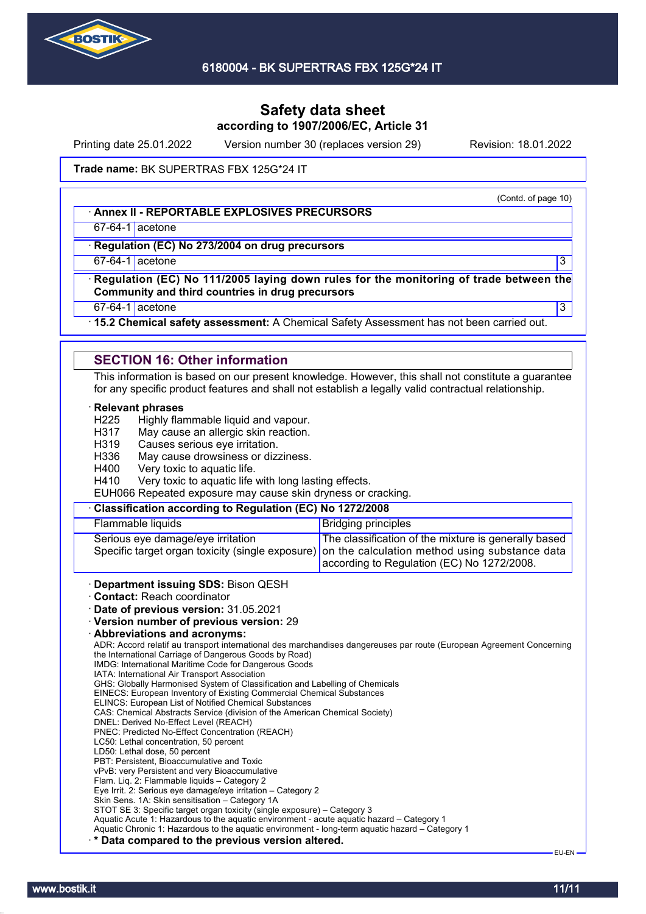(Contd. of page 10)

· **Annex II - REPORTABLE EXPLOSIVES PRECURSORS**

| | |
|---|---|
| 67-64-1 | acetone |

· **Regulation (EC) No 273/2004 on drug precursors**

| | | |
|---|---|---|
| 67-64-1 | acetone | 3 |

· **Regulation (EC) No 111/2005 laying down rules for the monitoring of trade between the Community and third countries in drug precursors**

| | | |
|---|---|---|
| 67-64-1 | acetone | 3 |

· **15.2 Chemical safety assessment:** A Chemical Safety Assessment has not been carried out.

## SECTION 16: Other information

This information is based on our present knowledge. However, this shall not constitute a guarantee for any specific product features and shall not establish a legally valid contractual relationship.

· **Relevant phrases**

H225 Highly flammable liquid and vapour.
H317 May cause an allergic skin reaction.
H319 Causes serious eye irritation.
H336 May cause drowsiness or dizziness.
H400 Very toxic to aquatic life.
H410 Very toxic to aquatic life with long lasting effects.
EUH066 Repeated exposure may cause skin dryness or cracking.

· **Classification according to Regulation (EC) No 1272/2008**

| | |
|---|---|
| Flammable liquids | Bridging principles |
| Serious eye damage/eye irritation<br>Specific target organ toxicity (single exposure) | The classification of the mixture is generally based on the calculation method using substance data according to Regulation (EC) No 1272/2008. |

· **Department issuing SDS:** Bison QESH
· **Contact:** Reach coordinator
· **Date of previous version:** 31.05.2021
· **Version number of previous version:** 29
· **Abbreviations and acronyms:**

ADR: Accord relatif au transport international des marchandises dangereuses par route (European Agreement Concerning the International Carriage of Dangerous Goods by Road)
IMDG: International Maritime Code for Dangerous Goods
IATA: International Air Transport Association
GHS: Globally Harmonised System of Classification and Labelling of Chemicals
EINECS: European Inventory of Existing Commercial Chemical Substances
ELINCS: European List of Notified Chemical Substances
CAS: Chemical Abstracts Service (division of the American Chemical Society)
DNEL: Derived No-Effect Level (REACH)
PNEC: Predicted No-Effect Concentration (REACH)
LC50: Lethal concentration, 50 percent
LD50: Lethal dose, 50 percent
PBT: Persistent, Bioaccumulative and Toxic
vPvB: very Persistent and very Bioaccumulative
Flam. Liq. 2: Flammable liquids – Category 2
Eye Irrit. 2: Serious eye damage/eye irritation – Category 2
Skin Sens. 1A: Skin sensitisation – Category 1A
STOT SE 3: Specific target organ toxicity (single exposure) – Category 3
Aquatic Acute 1: Hazardous to the aquatic environment - acute aquatic hazard – Category 1
Aquatic Chronic 1: Hazardous to the aquatic environment - long-term aquatic hazard – Category 1

· **\* Data compared to the previous version altered.**

EU-EN